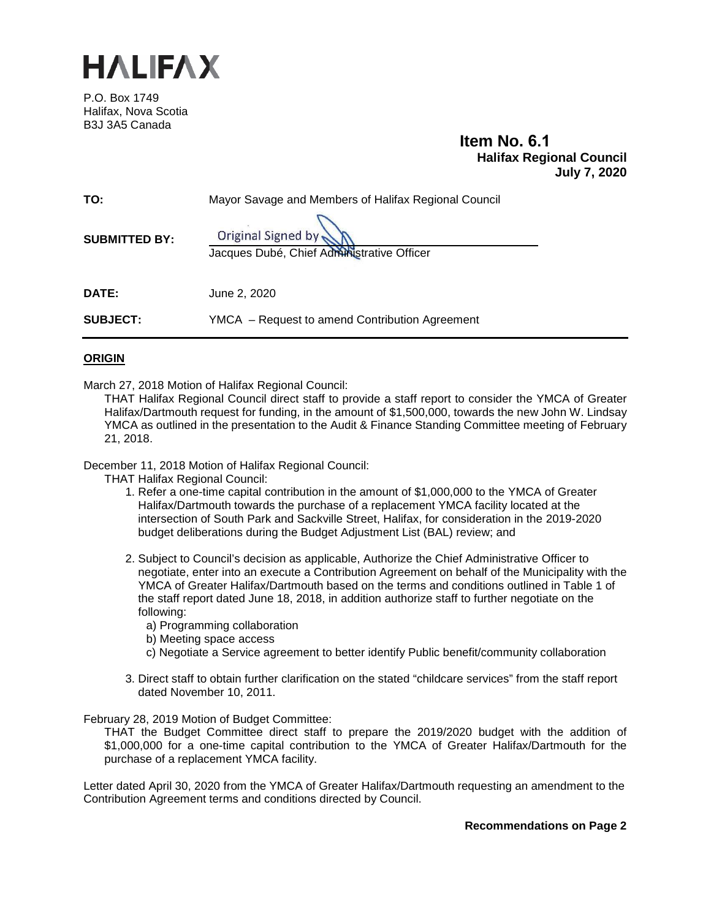# HALIFAX

P.O. Box 1749
Halifax, Nova Scotia
B3J 3A5 Canada

**Item No. 6.1**
**Halifax Regional Council**
**July 7, 2020**

**TO:** Mayor Savage and Members of Halifax Regional Council

**SUBMITTED BY:** Original Signed by
Jacques Dubé, Chief Administrative Officer

**DATE:** June 2, 2020

**SUBJECT:** YMCA – Request to amend Contribution Agreement

## ORIGIN

March 27, 2018 Motion of Halifax Regional Council:

THAT Halifax Regional Council direct staff to provide a staff report to consider the YMCA of Greater Halifax/Dartmouth request for funding, in the amount of $1,500,000, towards the new John W. Lindsay YMCA as outlined in the presentation to the Audit & Finance Standing Committee meeting of February 21, 2018.

December 11, 2018 Motion of Halifax Regional Council:

THAT Halifax Regional Council:

1. Refer a one-time capital contribution in the amount of $1,000,000 to the YMCA of Greater Halifax/Dartmouth towards the purchase of a replacement YMCA facility located at the intersection of South Park and Sackville Street, Halifax, for consideration in the 2019-2020 budget deliberations during the Budget Adjustment List (BAL) review; and
2. Subject to Council's decision as applicable, Authorize the Chief Administrative Officer to negotiate, enter into an execute a Contribution Agreement on behalf of the Municipality with the YMCA of Greater Halifax/Dartmouth based on the terms and conditions outlined in Table 1 of the staff report dated June 18, 2018, in addition authorize staff to further negotiate on the following:
   a) Programming collaboration
   b) Meeting space access
   c) Negotiate a Service agreement to better identify Public benefit/community collaboration
3. Direct staff to obtain further clarification on the stated "childcare services" from the staff report dated November 10, 2011.

February 28, 2019 Motion of Budget Committee:

THAT the Budget Committee direct staff to prepare the 2019/2020 budget with the addition of $1,000,000 for a one-time capital contribution to the YMCA of Greater Halifax/Dartmouth for the purchase of a replacement YMCA facility.

Letter dated April 30, 2020 from the YMCA of Greater Halifax/Dartmouth requesting an amendment to the Contribution Agreement terms and conditions directed by Council.

**Recommendations on Page 2**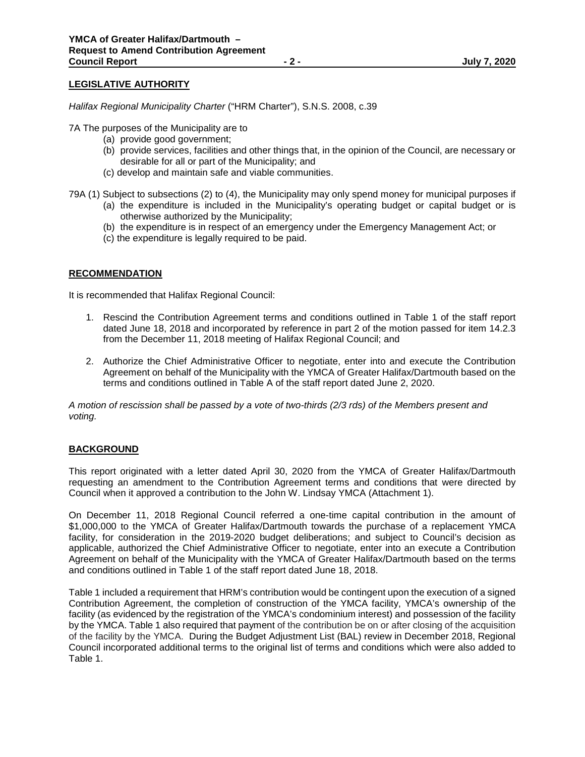## LEGISLATIVE AUTHORITY

*Halifax Regional Municipality Charter* ("HRM Charter"), S.N.S. 2008, c.39

7A The purposes of the Municipality are to

- (a) provide good government;
- (b) provide services, facilities and other things that, in the opinion of the Council, are necessary or desirable for all or part of the Municipality; and
- (c) develop and maintain safe and viable communities.

79A (1) Subject to subsections (2) to (4), the Municipality may only spend money for municipal purposes if

- (a) the expenditure is included in the Municipality's operating budget or capital budget or is otherwise authorized by the Municipality;
- (b) the expenditure is in respect of an emergency under the Emergency Management Act; or
- (c) the expenditure is legally required to be paid.

## RECOMMENDATION

It is recommended that Halifax Regional Council:

1. Rescind the Contribution Agreement terms and conditions outlined in Table 1 of the staff report dated June 18, 2018 and incorporated by reference in part 2 of the motion passed for item 14.2.3 from the December 11, 2018 meeting of Halifax Regional Council; and
2. Authorize the Chief Administrative Officer to negotiate, enter into and execute the Contribution Agreement on behalf of the Municipality with the YMCA of Greater Halifax/Dartmouth based on the terms and conditions outlined in Table A of the staff report dated June 2, 2020.

*A motion of rescission shall be passed by a vote of two-thirds (2/3 rds) of the Members present and voting.*

## BACKGROUND

This report originated with a letter dated April 30, 2020 from the YMCA of Greater Halifax/Dartmouth requesting an amendment to the Contribution Agreement terms and conditions that were directed by Council when it approved a contribution to the John W. Lindsay YMCA (Attachment 1).

On December 11, 2018 Regional Council referred a one-time capital contribution in the amount of $1,000,000 to the YMCA of Greater Halifax/Dartmouth towards the purchase of a replacement YMCA facility, for consideration in the 2019-2020 budget deliberations; and subject to Council's decision as applicable, authorized the Chief Administrative Officer to negotiate, enter into an execute a Contribution Agreement on behalf of the Municipality with the YMCA of Greater Halifax/Dartmouth based on the terms and conditions outlined in Table 1 of the staff report dated June 18, 2018.

Table 1 included a requirement that HRM's contribution would be contingent upon the execution of a signed Contribution Agreement, the completion of construction of the YMCA facility, YMCA's ownership of the facility (as evidenced by the registration of the YMCA's condominium interest) and possession of the facility by the YMCA. Table 1 also required that payment of the contribution be on or after closing of the acquisition of the facility by the YMCA. During the Budget Adjustment List (BAL) review in December 2018, Regional Council incorporated additional terms to the original list of terms and conditions which were also added to Table 1.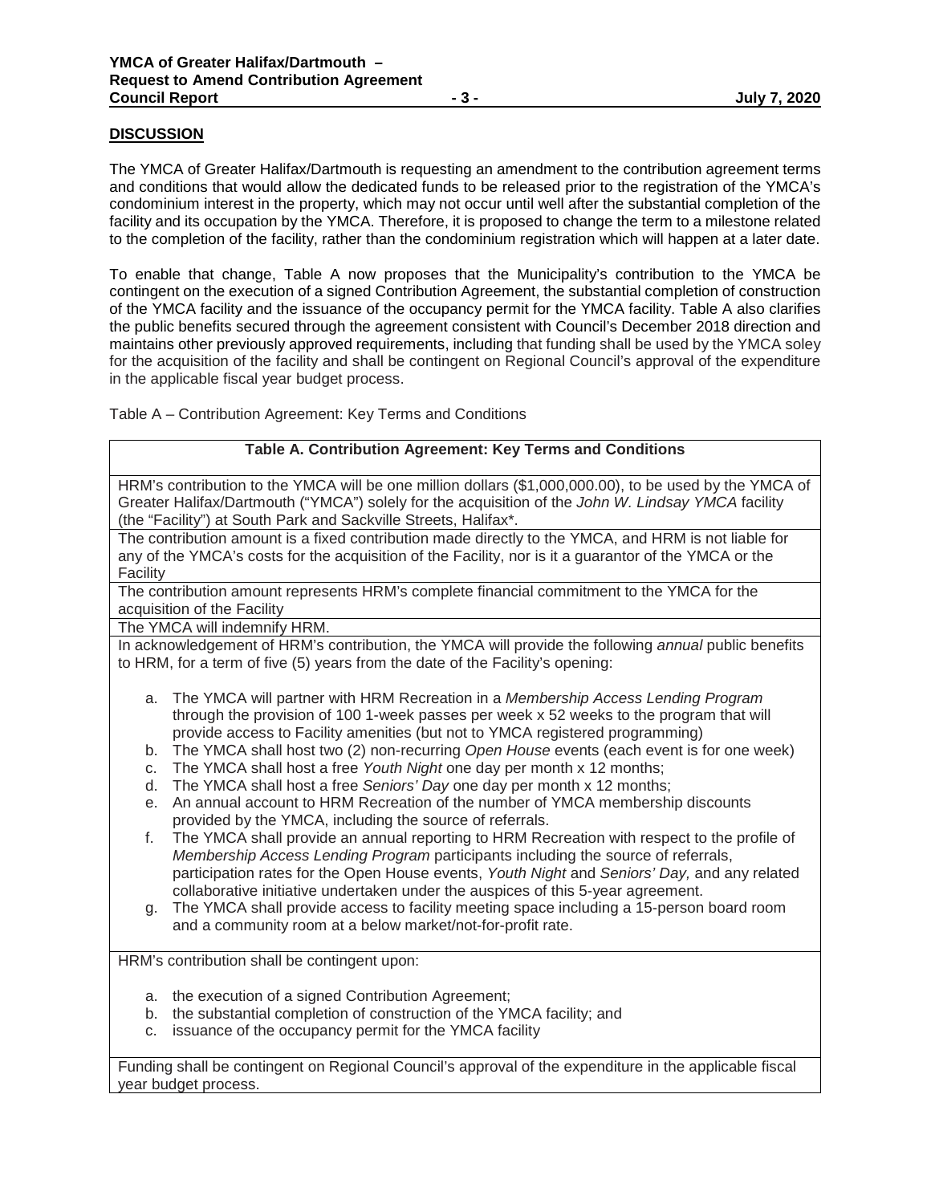## DISCUSSION

The YMCA of Greater Halifax/Dartmouth is requesting an amendment to the contribution agreement terms and conditions that would allow the dedicated funds to be released prior to the registration of the YMCA's condominium interest in the property, which may not occur until well after the substantial completion of the facility and its occupation by the YMCA. Therefore, it is proposed to change the term to a milestone related to the completion of the facility, rather than the condominium registration which will happen at a later date.

To enable that change, Table A now proposes that the Municipality's contribution to the YMCA be contingent on the execution of a signed Contribution Agreement, the substantial completion of construction of the YMCA facility and the issuance of the occupancy permit for the YMCA facility. Table A also clarifies the public benefits secured through the agreement consistent with Council's December 2018 direction and maintains other previously approved requirements, including that funding shall be used by the YMCA soley for the acquisition of the facility and shall be contingent on Regional Council's approval of the expenditure in the applicable fiscal year budget process.

Table A – Contribution Agreement: Key Terms and Conditions

| Table A. Contribution Agreement: Key Terms and Conditions |
|---|
| HRM's contribution to the YMCA will be one million dollars ($1,000,000.00), to be used by the YMCA of Greater Halifax/Dartmouth ("YMCA") solely for the acquisition of the *John W. Lindsay YMCA* facility (the "Facility") at South Park and Sackville Streets, Halifax*. |
| The contribution amount is a fixed contribution made directly to the YMCA, and HRM is not liable for any of the YMCA's costs for the acquisition of the Facility, nor is it a guarantor of the YMCA or the Facility |
| The contribution amount represents HRM's complete financial commitment to the YMCA for the acquisition of the Facility |
| The YMCA will indemnify HRM. |
| In acknowledgement of HRM's contribution, the YMCA will provide the following *annual* public benefits to HRM, for a term of five (5) years from the date of the Facility's opening:<br><br>a. The YMCA will partner with HRM Recreation in a *Membership Access Lending Program* through the provision of 100 1-week passes per week x 52 weeks to the program that will provide access to Facility amenities (but not to YMCA registered programming)<br>b. The YMCA shall host two (2) non-recurring *Open House* events (each event is for one week)<br>c. The YMCA shall host a free *Youth Night* one day per month x 12 months;<br>d. The YMCA shall host a free *Seniors' Day* one day per month x 12 months;<br>e. An annual account to HRM Recreation of the number of YMCA membership discounts provided by the YMCA, including the source of referrals.<br>f. The YMCA shall provide an annual reporting to HRM Recreation with respect to the profile of *Membership Access Lending Program* participants including the source of referrals, participation rates for the Open House events, *Youth Night* and *Seniors' Day,* and any related collaborative initiative undertaken under the auspices of this 5-year agreement.<br>g. The YMCA shall provide access to facility meeting space including a 15-person board room and a community room at a below market/not-for-profit rate. |
| HRM's contribution shall be contingent upon:<br><br>a. the execution of a signed Contribution Agreement;<br>b. the substantial completion of construction of the YMCA facility; and<br>c. issuance of the occupancy permit for the YMCA facility |
| Funding shall be contingent on Regional Council's approval of the expenditure in the applicable fiscal year budget process. |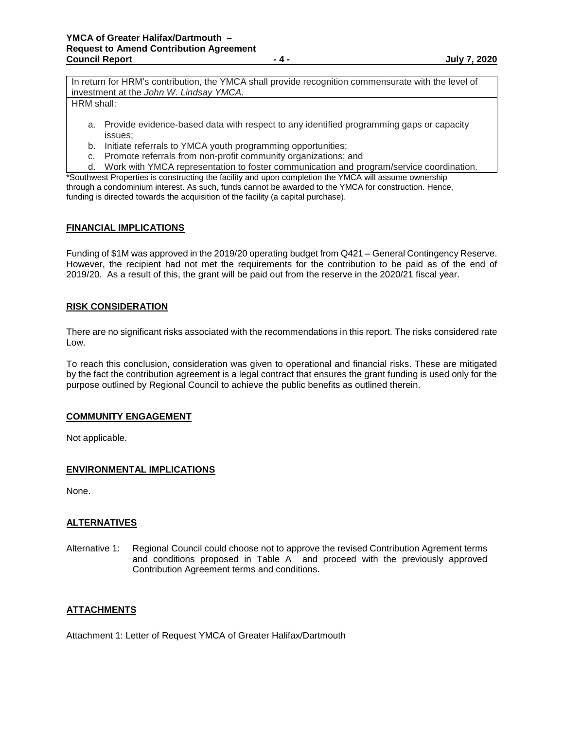| In return for HRM's contribution, the YMCA shall provide recognition commensurate with the level of investment at the *John W. Lindsay YMCA*. |
| --- |
| HRM shall:<br><br>a. Provide evidence-based data with respect to any identified programming gaps or capacity issues;<br>b. Initiate referrals to YMCA youth programming opportunities;<br>c. Promote referrals from non-profit community organizations; and<br>d. Work with YMCA representation to foster communication and program/service coordination. |

*Southwest Properties is constructing the facility and upon completion the YMCA will assume ownership through a condominium interest. As such, funds cannot be awarded to the YMCA for construction. Hence, funding is directed towards the acquisition of the facility (a capital purchase).

## FINANCIAL IMPLICATIONS

Funding of $1M was approved in the 2019/20 operating budget from Q421 – General Contingency Reserve. However, the recipient had not met the requirements for the contribution to be paid as of the end of 2019/20. As a result of this, the grant will be paid out from the reserve in the 2020/21 fiscal year.

## RISK CONSIDERATION

There are no significant risks associated with the recommendations in this report. The risks considered rate Low.

To reach this conclusion, consideration was given to operational and financial risks. These are mitigated by the fact the contribution agreement is a legal contract that ensures the grant funding is used only for the purpose outlined by Regional Council to achieve the public benefits as outlined therein.

## COMMUNITY ENGAGEMENT

Not applicable.

## ENVIRONMENTAL IMPLICATIONS

None.

## ALTERNATIVES

Alternative 1: Regional Council could choose not to approve the revised Contribution Agrement terms and conditions proposed in Table A and proceed with the previously approved Contribution Agreement terms and conditions.

## ATTACHMENTS

Attachment 1: Letter of Request YMCA of Greater Halifax/Dartmouth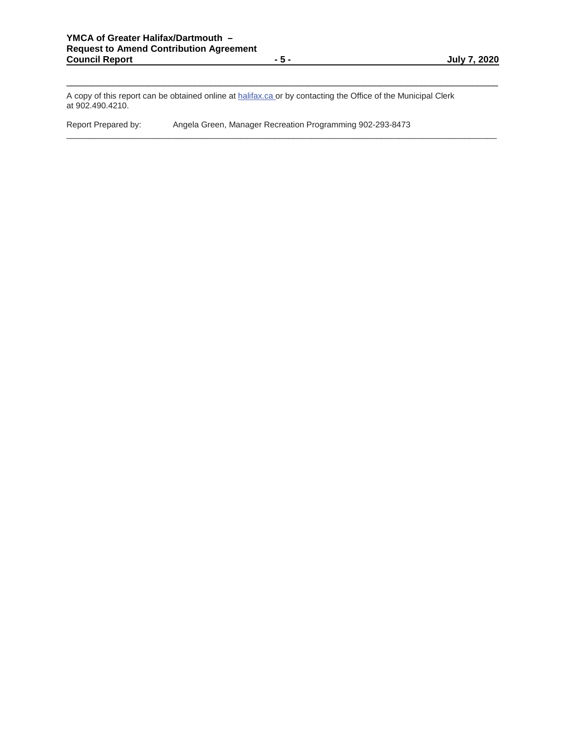---

A copy of this report can be obtained online at [halifax.ca](halifax.ca) or by contacting the Office of the Municipal Clerk at 902.490.4210.

Report Prepared by: Angela Green, Manager Recreation Programming 902-293-8473

---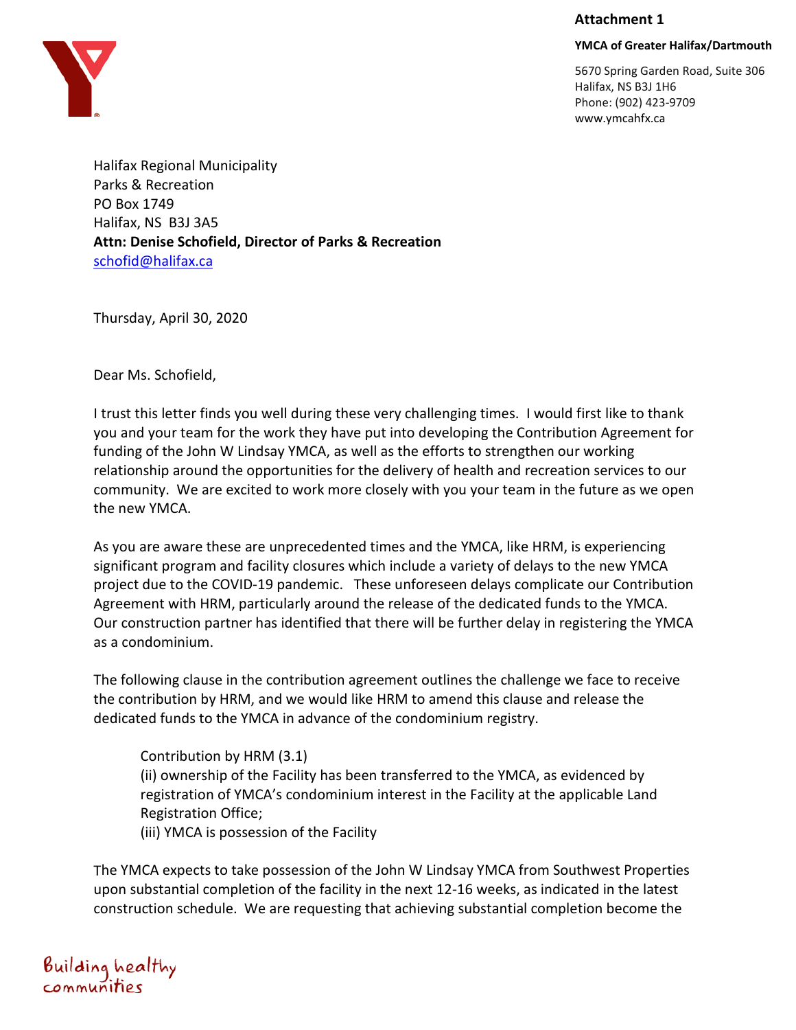**Attachment 1**

**YMCA of Greater Halifax/Dartmouth**

5670 Spring Garden Road, Suite 306
Halifax, NS B3J 1H6
Phone: (902) 423-9709
www.ymcahfx.ca

Halifax Regional Municipality
Parks & Recreation
PO Box 1749
Halifax, NS B3J 3A5
**Attn: Denise Schofield, Director of Parks & Recreation**
schofid@halifax.ca

Thursday, April 30, 2020

Dear Ms. Schofield,

I trust this letter finds you well during these very challenging times. I would first like to thank you and your team for the work they have put into developing the Contribution Agreement for funding of the John W Lindsay YMCA, as well as the efforts to strengthen our working relationship around the opportunities for the delivery of health and recreation services to our community. We are excited to work more closely with you your team in the future as we open the new YMCA.

As you are aware these are unprecedented times and the YMCA, like HRM, is experiencing significant program and facility closures which include a variety of delays to the new YMCA project due to the COVID-19 pandemic. These unforeseen delays complicate our Contribution Agreement with HRM, particularly around the release of the dedicated funds to the YMCA. Our construction partner has identified that there will be further delay in registering the YMCA as a condominium.

The following clause in the contribution agreement outlines the challenge we face to receive the contribution by HRM, and we would like HRM to amend this clause and release the dedicated funds to the YMCA in advance of the condominium registry.

> Contribution by HRM (3.1)
> (ii) ownership of the Facility has been transferred to the YMCA, as evidenced by registration of YMCA's condominium interest in the Facility at the applicable Land Registration Office;
> (iii) YMCA is possession of the Facility

The YMCA expects to take possession of the John W Lindsay YMCA from Southwest Properties upon substantial completion of the facility in the next 12-16 weeks, as indicated in the latest construction schedule. We are requesting that achieving substantial completion become the

Building healthy communities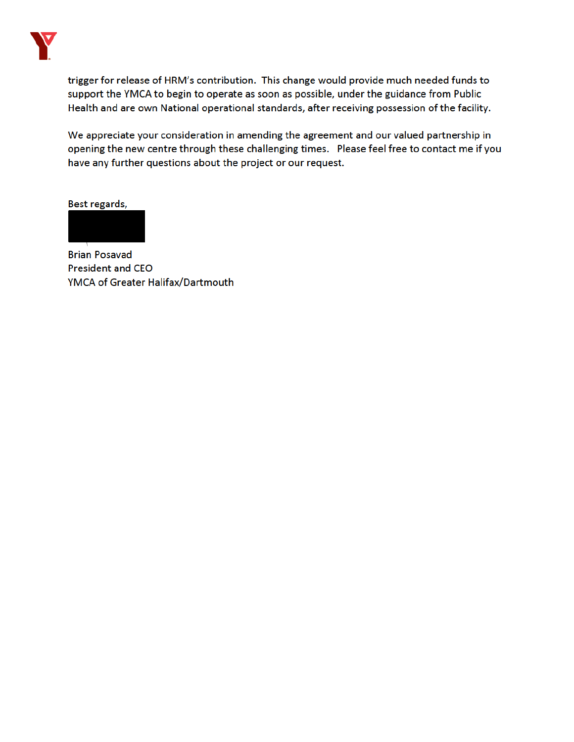trigger for release of HRM's contribution. This change would provide much needed funds to support the YMCA to begin to operate as soon as possible, under the guidance from Public Health and are own National operational standards, after receiving possession of the facility.

We appreciate your consideration in amending the agreement and our valued partnership in opening the new centre through these challenging times. Please feel free to contact me if you have any further questions about the project or our request.

Best regards,

Brian Posavad
President and CEO
YMCA of Greater Halifax/Dartmouth